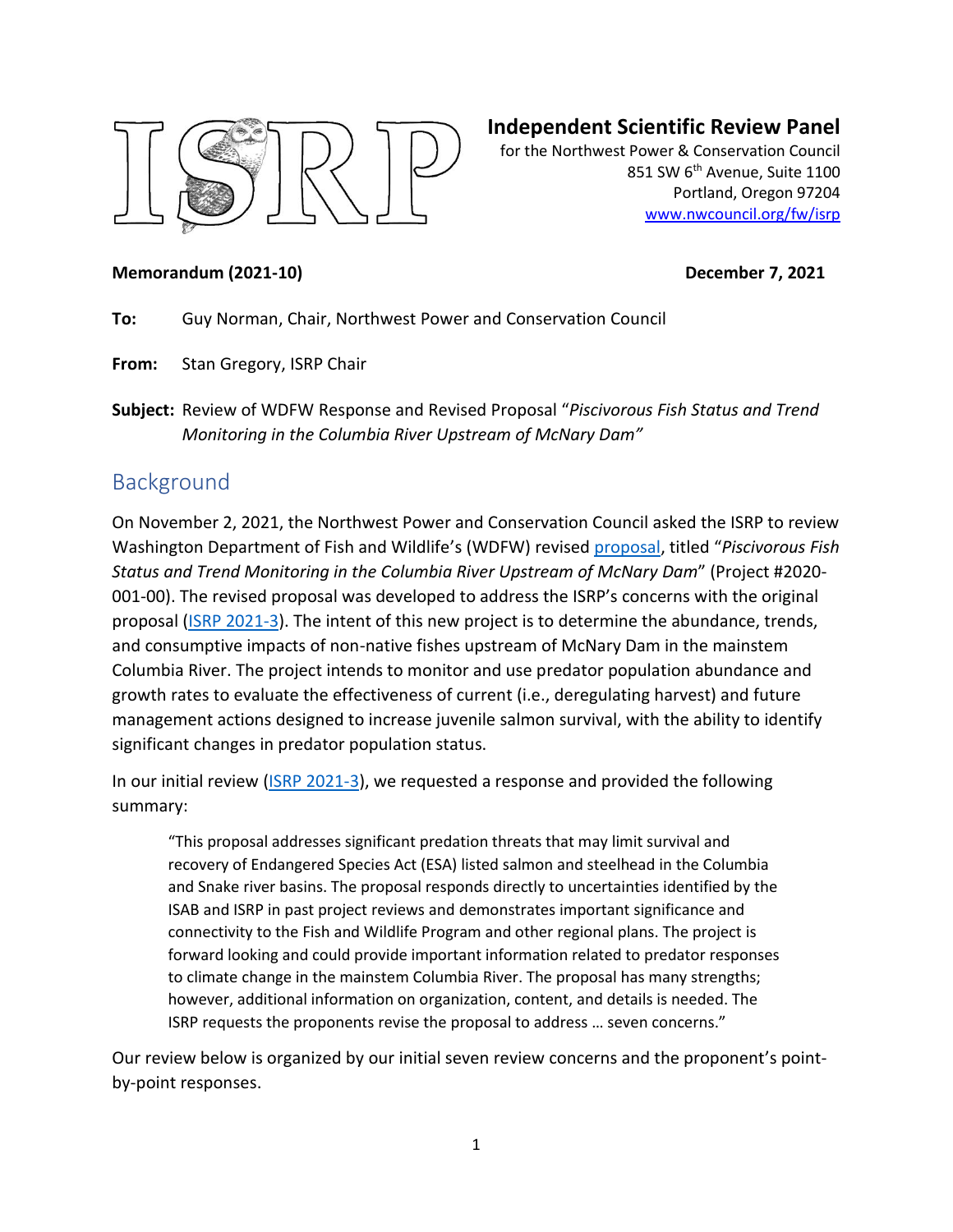# Independent Scientific Review Panel

for the Northwest Power & Conservation Council
851 SW 6th Avenue, Suite 1100
Portland, Oregon 97204
www.nwcouncil.org/fw/isrp

**Memorandum (2021-10)** **December 7, 2021**

**To:** Guy Norman, Chair, Northwest Power and Conservation Council

**From:** Stan Gregory, ISRP Chair

**Subject:** Review of WDFW Response and Revised Proposal "*Piscivorous Fish Status and Trend Monitoring in the Columbia River Upstream of McNary Dam"*

## Background

On November 2, 2021, the Northwest Power and Conservation Council asked the ISRP to review Washington Department of Fish and Wildlife's (WDFW) revised proposal, titled "*Piscivorous Fish Status and Trend Monitoring in the Columbia River Upstream of McNary Dam*" (Project #2020-001-00). The revised proposal was developed to address the ISRP's concerns with the original proposal (ISRP 2021-3). The intent of this new project is to determine the abundance, trends, and consumptive impacts of non-native fishes upstream of McNary Dam in the mainstem Columbia River. The project intends to monitor and use predator population abundance and growth rates to evaluate the effectiveness of current (i.e., deregulating harvest) and future management actions designed to increase juvenile salmon survival, with the ability to identify significant changes in predator population status.

In our initial review (ISRP 2021-3), we requested a response and provided the following summary:

> "This proposal addresses significant predation threats that may limit survival and recovery of Endangered Species Act (ESA) listed salmon and steelhead in the Columbia and Snake river basins. The proposal responds directly to uncertainties identified by the ISAB and ISRP in past project reviews and demonstrates important significance and connectivity to the Fish and Wildlife Program and other regional plans. The project is forward looking and could provide important information related to predator responses to climate change in the mainstem Columbia River. The proposal has many strengths; however, additional information on organization, content, and details is needed. The ISRP requests the proponents revise the proposal to address … seven concerns."

Our review below is organized by our initial seven review concerns and the proponent's point-by-point responses.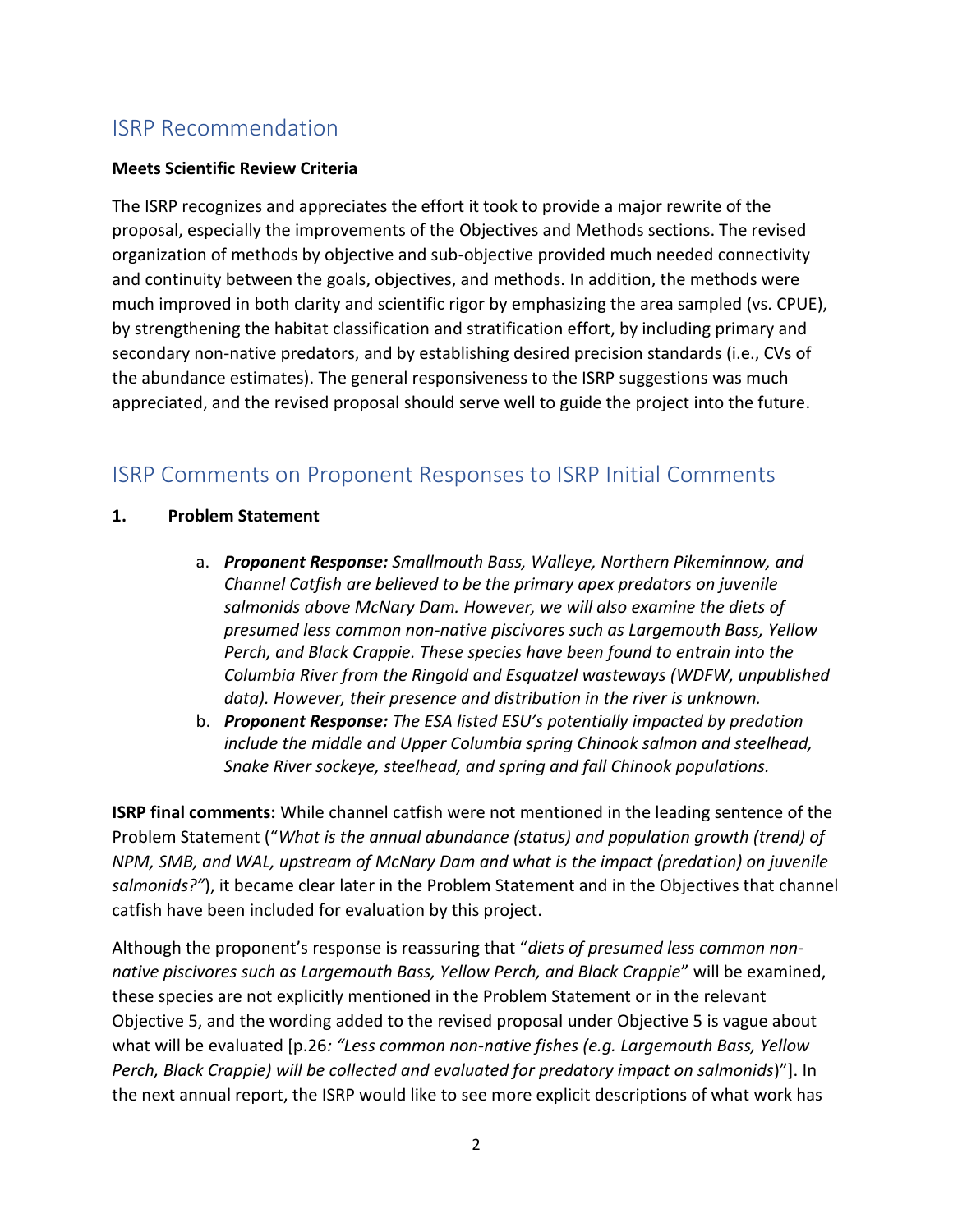## ISRP Recommendation

**Meets Scientific Review Criteria**

The ISRP recognizes and appreciates the effort it took to provide a major rewrite of the proposal, especially the improvements of the Objectives and Methods sections. The revised organization of methods by objective and sub-objective provided much needed connectivity and continuity between the goals, objectives, and methods. In addition, the methods were much improved in both clarity and scientific rigor by emphasizing the area sampled (vs. CPUE), by strengthening the habitat classification and stratification effort, by including primary and secondary non-native predators, and by establishing desired precision standards (i.e., CVs of the abundance estimates). The general responsiveness to the ISRP suggestions was much appreciated, and the revised proposal should serve well to guide the project into the future.

## ISRP Comments on Proponent Responses to ISRP Initial Comments

**1. Problem Statement**

a. ***Proponent Response:*** *Smallmouth Bass, Walleye, Northern Pikeminnow, and Channel Catfish are believed to be the primary apex predators on juvenile salmonids above McNary Dam. However, we will also examine the diets of presumed less common non-native piscivores such as Largemouth Bass, Yellow Perch, and Black Crappie. These species have been found to entrain into the Columbia River from the Ringold and Esquatzel wasteways (WDFW, unpublished data). However, their presence and distribution in the river is unknown.*

b. ***Proponent Response:*** *The ESA listed ESU's potentially impacted by predation include the middle and Upper Columbia spring Chinook salmon and steelhead, Snake River sockeye, steelhead, and spring and fall Chinook populations.*

**ISRP final comments:** While channel catfish were not mentioned in the leading sentence of the Problem Statement ("*What is the annual abundance (status) and population growth (trend) of NPM, SMB, and WAL, upstream of McNary Dam and what is the impact (predation) on juvenile salmonids?"*), it became clear later in the Problem Statement and in the Objectives that channel catfish have been included for evaluation by this project.

Although the proponent's response is reassuring that "*diets of presumed less common non-native piscivores such as Largemouth Bass, Yellow Perch, and Black Crappie*" will be examined, these species are not explicitly mentioned in the Problem Statement or in the relevant Objective 5, and the wording added to the revised proposal under Objective 5 is vague about what will be evaluated [p.26*: "Less common non-native fishes (e.g. Largemouth Bass, Yellow Perch, Black Crappie) will be collected and evaluated for predatory impact on salmonids*)"]. In the next annual report, the ISRP would like to see more explicit descriptions of what work has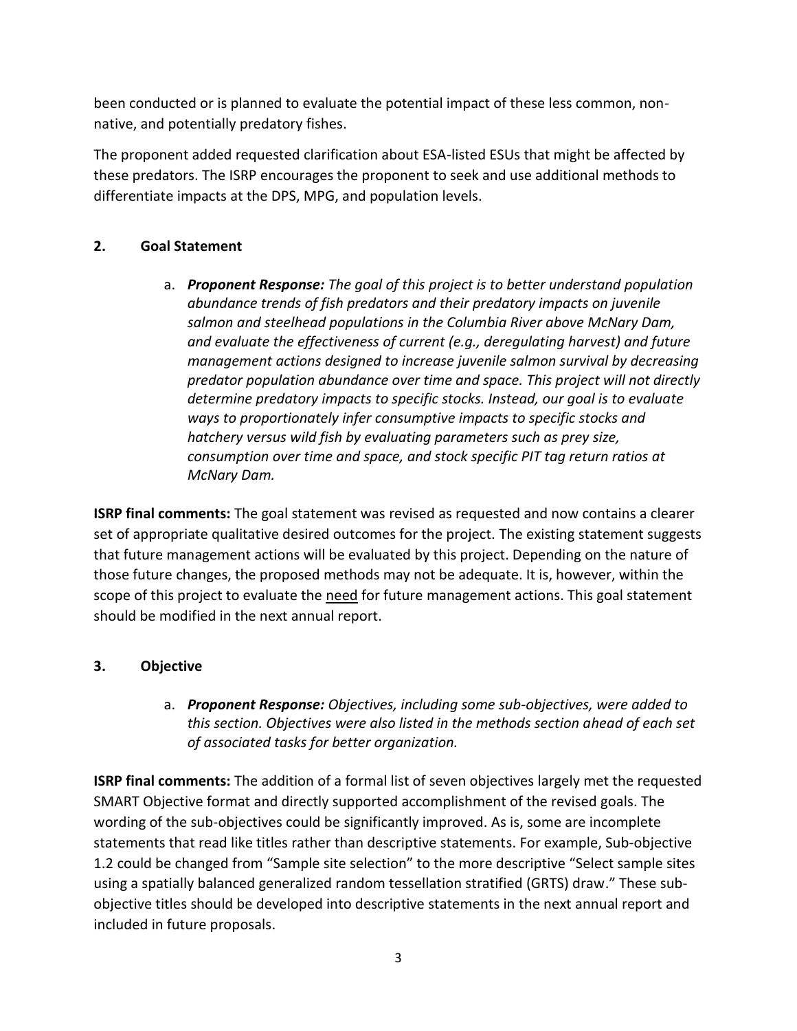been conducted or is planned to evaluate the potential impact of these less common, non-native, and potentially predatory fishes.

The proponent added requested clarification about ESA-listed ESUs that might be affected by these predators. The ISRP encourages the proponent to seek and use additional methods to differentiate impacts at the DPS, MPG, and population levels.

## 2. Goal Statement

a. ***Proponent Response:*** *The goal of this project is to better understand population abundance trends of fish predators and their predatory impacts on juvenile salmon and steelhead populations in the Columbia River above McNary Dam, and evaluate the effectiveness of current (e.g., deregulating harvest) and future management actions designed to increase juvenile salmon survival by decreasing predator population abundance over time and space. This project will not directly determine predatory impacts to specific stocks. Instead, our goal is to evaluate ways to proportionately infer consumptive impacts to specific stocks and hatchery versus wild fish by evaluating parameters such as prey size, consumption over time and space, and stock specific PIT tag return ratios at McNary Dam.*

**ISRP final comments:** The goal statement was revised as requested and now contains a clearer set of appropriate qualitative desired outcomes for the project. The existing statement suggests that future management actions will be evaluated by this project. Depending on the nature of those future changes, the proposed methods may not be adequate. It is, however, within the scope of this project to evaluate the need for future management actions. This goal statement should be modified in the next annual report.

## 3. Objective

a. ***Proponent Response:*** *Objectives, including some sub-objectives, were added to this section. Objectives were also listed in the methods section ahead of each set of associated tasks for better organization.*

**ISRP final comments:** The addition of a formal list of seven objectives largely met the requested SMART Objective format and directly supported accomplishment of the revised goals. The wording of the sub-objectives could be significantly improved. As is, some are incomplete statements that read like titles rather than descriptive statements. For example, Sub-objective 1.2 could be changed from "Sample site selection" to the more descriptive "Select sample sites using a spatially balanced generalized random tessellation stratified (GRTS) draw." These sub-objective titles should be developed into descriptive statements in the next annual report and included in future proposals.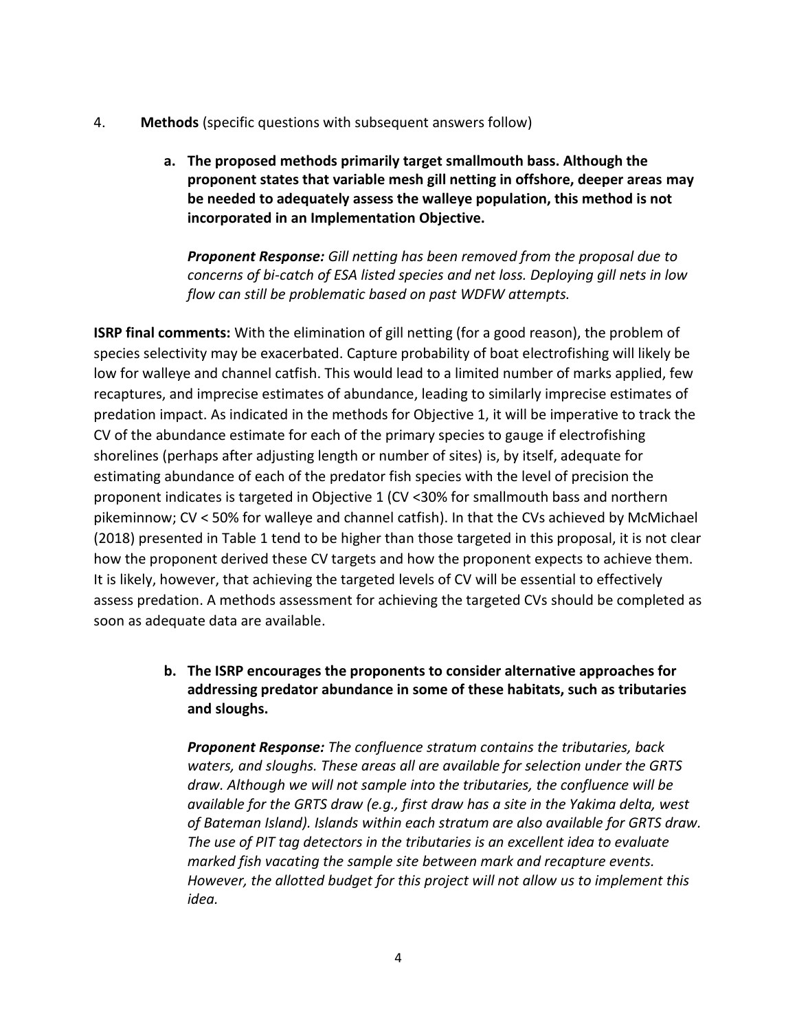4. **Methods** (specific questions with subsequent answers follow)

   **a. The proposed methods primarily target smallmouth bass. Although the proponent states that variable mesh gill netting in offshore, deeper areas may be needed to adequately assess the walleye population, this method is not incorporated in an Implementation Objective.**

   ***Proponent Response:*** *Gill netting has been removed from the proposal due to concerns of bi-catch of ESA listed species and net loss. Deploying gill nets in low flow can still be problematic based on past WDFW attempts.*

**ISRP final comments:** With the elimination of gill netting (for a good reason), the problem of species selectivity may be exacerbated. Capture probability of boat electrofishing will likely be low for walleye and channel catfish. This would lead to a limited number of marks applied, few recaptures, and imprecise estimates of abundance, leading to similarly imprecise estimates of predation impact. As indicated in the methods for Objective 1, it will be imperative to track the CV of the abundance estimate for each of the primary species to gauge if electrofishing shorelines (perhaps after adjusting length or number of sites) is, by itself, adequate for estimating abundance of each of the predator fish species with the level of precision the proponent indicates is targeted in Objective 1 (CV <30% for smallmouth bass and northern pikeminnow; CV < 50% for walleye and channel catfish). In that the CVs achieved by McMichael (2018) presented in Table 1 tend to be higher than those targeted in this proposal, it is not clear how the proponent derived these CV targets and how the proponent expects to achieve them. It is likely, however, that achieving the targeted levels of CV will be essential to effectively assess predation. A methods assessment for achieving the targeted CVs should be completed as soon as adequate data are available.

   **b. The ISRP encourages the proponents to consider alternative approaches for addressing predator abundance in some of these habitats, such as tributaries and sloughs.**

   ***Proponent Response:*** *The confluence stratum contains the tributaries, back waters, and sloughs. These areas all are available for selection under the GRTS draw. Although we will not sample into the tributaries, the confluence will be available for the GRTS draw (e.g., first draw has a site in the Yakima delta, west of Bateman Island). Islands within each stratum are also available for GRTS draw. The use of PIT tag detectors in the tributaries is an excellent idea to evaluate marked fish vacating the sample site between mark and recapture events. However, the allotted budget for this project will not allow us to implement this idea.*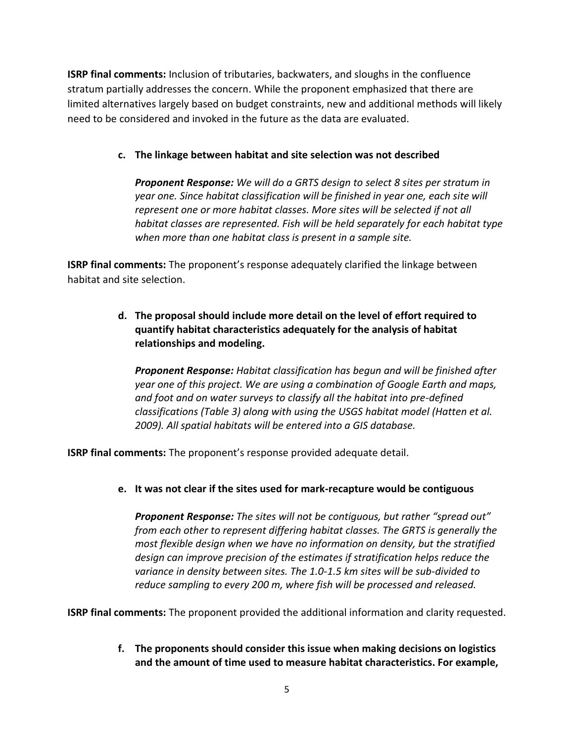**ISRP final comments:** Inclusion of tributaries, backwaters, and sloughs in the confluence stratum partially addresses the concern. While the proponent emphasized that there are limited alternatives largely based on budget constraints, new and additional methods will likely need to be considered and invoked in the future as the data are evaluated.

**c. The linkage between habitat and site selection was not described**

***Proponent Response:*** *We will do a GRTS design to select 8 sites per stratum in year one. Since habitat classification will be finished in year one, each site will represent one or more habitat classes. More sites will be selected if not all habitat classes are represented. Fish will be held separately for each habitat type when more than one habitat class is present in a sample site.*

**ISRP final comments:** The proponent's response adequately clarified the linkage between habitat and site selection.

**d. The proposal should include more detail on the level of effort required to quantify habitat characteristics adequately for the analysis of habitat relationships and modeling.**

***Proponent Response:*** *Habitat classification has begun and will be finished after year one of this project. We are using a combination of Google Earth and maps, and foot and on water surveys to classify all the habitat into pre-defined classifications (Table 3) along with using the USGS habitat model (Hatten et al. 2009). All spatial habitats will be entered into a GIS database.*

**ISRP final comments:** The proponent's response provided adequate detail.

**e. It was not clear if the sites used for mark-recapture would be contiguous**

***Proponent Response:*** *The sites will not be contiguous, but rather "spread out" from each other to represent differing habitat classes. The GRTS is generally the most flexible design when we have no information on density, but the stratified design can improve precision of the estimates if stratification helps reduce the variance in density between sites. The 1.0-1.5 km sites will be sub-divided to reduce sampling to every 200 m, where fish will be processed and released.*

**ISRP final comments:** The proponent provided the additional information and clarity requested.

**f. The proponents should consider this issue when making decisions on logistics and the amount of time used to measure habitat characteristics. For example,**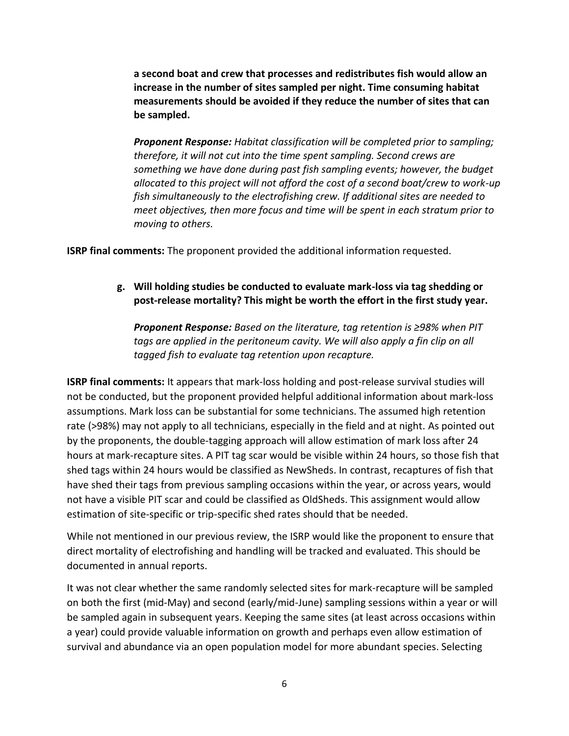**a second boat and crew that processes and redistributes fish would allow an increase in the number of sites sampled per night. Time consuming habitat measurements should be avoided if they reduce the number of sites that can be sampled.**

***Proponent Response:*** *Habitat classification will be completed prior to sampling; therefore, it will not cut into the time spent sampling. Second crews are something we have done during past fish sampling events; however, the budget allocated to this project will not afford the cost of a second boat/crew to work-up fish simultaneously to the electrofishing crew. If additional sites are needed to meet objectives, then more focus and time will be spent in each stratum prior to moving to others.*

**ISRP final comments:** The proponent provided the additional information requested.

**g. Will holding studies be conducted to evaluate mark-loss via tag shedding or post-release mortality? This might be worth the effort in the first study year.**

***Proponent Response:*** *Based on the literature, tag retention is ≥98% when PIT tags are applied in the peritoneum cavity. We will also apply a fin clip on all tagged fish to evaluate tag retention upon recapture.*

**ISRP final comments:** It appears that mark-loss holding and post-release survival studies will not be conducted, but the proponent provided helpful additional information about mark-loss assumptions. Mark loss can be substantial for some technicians. The assumed high retention rate (>98%) may not apply to all technicians, especially in the field and at night. As pointed out by the proponents, the double-tagging approach will allow estimation of mark loss after 24 hours at mark-recapture sites. A PIT tag scar would be visible within 24 hours, so those fish that shed tags within 24 hours would be classified as NewSheds. In contrast, recaptures of fish that have shed their tags from previous sampling occasions within the year, or across years, would not have a visible PIT scar and could be classified as OldSheds. This assignment would allow estimation of site-specific or trip-specific shed rates should that be needed.

While not mentioned in our previous review, the ISRP would like the proponent to ensure that direct mortality of electrofishing and handling will be tracked and evaluated. This should be documented in annual reports.

It was not clear whether the same randomly selected sites for mark-recapture will be sampled on both the first (mid-May) and second (early/mid-June) sampling sessions within a year or will be sampled again in subsequent years. Keeping the same sites (at least across occasions within a year) could provide valuable information on growth and perhaps even allow estimation of survival and abundance via an open population model for more abundant species. Selecting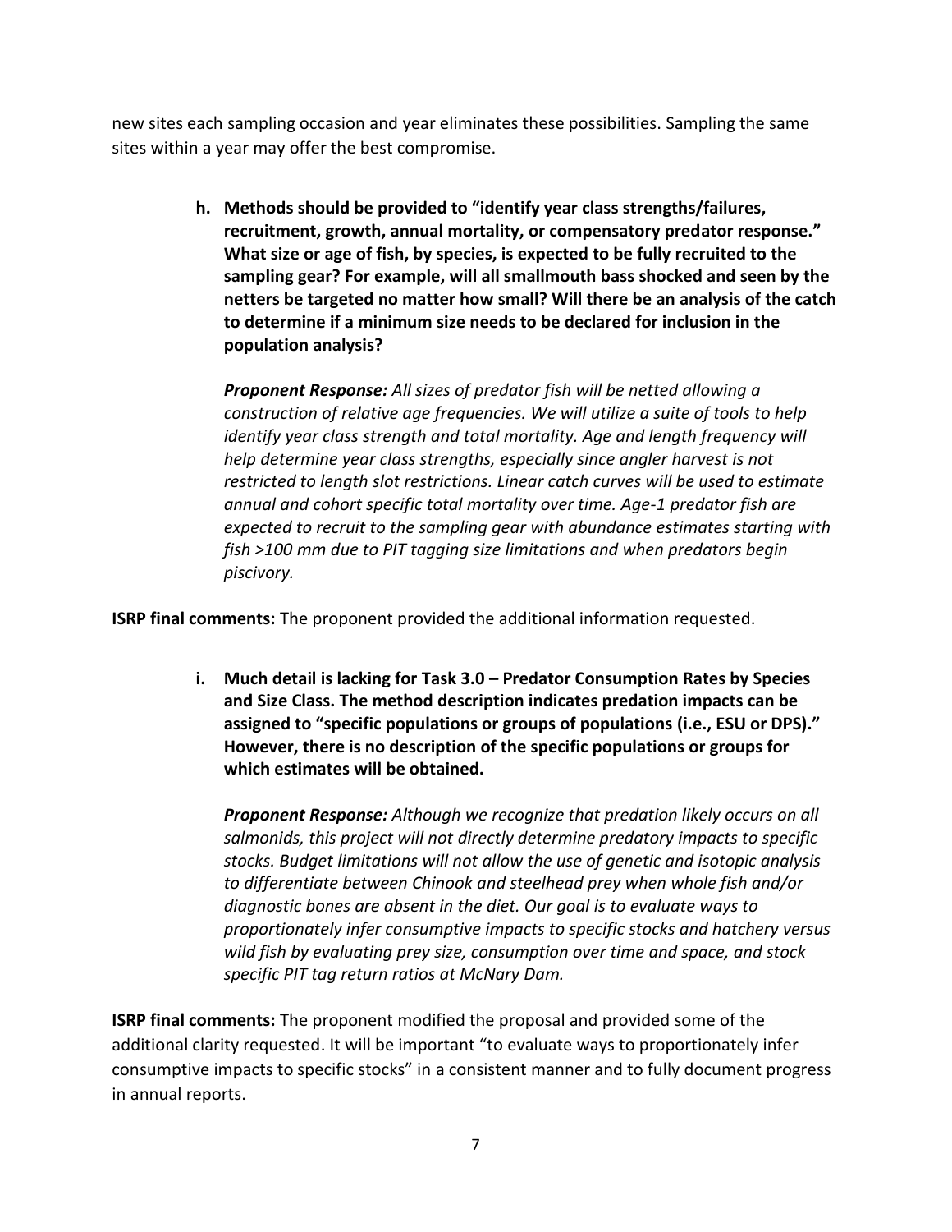new sites each sampling occasion and year eliminates these possibilities. Sampling the same sites within a year may offer the best compromise.

> **h. Methods should be provided to "identify year class strengths/failures, recruitment, growth, annual mortality, or compensatory predator response." What size or age of fish, by species, is expected to be fully recruited to the sampling gear? For example, will all smallmouth bass shocked and seen by the netters be targeted no matter how small? Will there be an analysis of the catch to determine if a minimum size needs to be declared for inclusion in the population analysis?**
>
> ***Proponent Response:*** *All sizes of predator fish will be netted allowing a construction of relative age frequencies. We will utilize a suite of tools to help identify year class strength and total mortality. Age and length frequency will help determine year class strengths, especially since angler harvest is not restricted to length slot restrictions. Linear catch curves will be used to estimate annual and cohort specific total mortality over time. Age-1 predator fish are expected to recruit to the sampling gear with abundance estimates starting with fish >100 mm due to PIT tagging size limitations and when predators begin piscivory.*

**ISRP final comments:** The proponent provided the additional information requested.

> **i. Much detail is lacking for Task 3.0 – Predator Consumption Rates by Species and Size Class. The method description indicates predation impacts can be assigned to "specific populations or groups of populations (i.e., ESU or DPS)." However, there is no description of the specific populations or groups for which estimates will be obtained.**
>
> ***Proponent Response:*** *Although we recognize that predation likely occurs on all salmonids, this project will not directly determine predatory impacts to specific stocks. Budget limitations will not allow the use of genetic and isotopic analysis to differentiate between Chinook and steelhead prey when whole fish and/or diagnostic bones are absent in the diet. Our goal is to evaluate ways to proportionately infer consumptive impacts to specific stocks and hatchery versus wild fish by evaluating prey size, consumption over time and space, and stock specific PIT tag return ratios at McNary Dam.*

**ISRP final comments:** The proponent modified the proposal and provided some of the additional clarity requested. It will be important "to evaluate ways to proportionately infer consumptive impacts to specific stocks" in a consistent manner and to fully document progress in annual reports.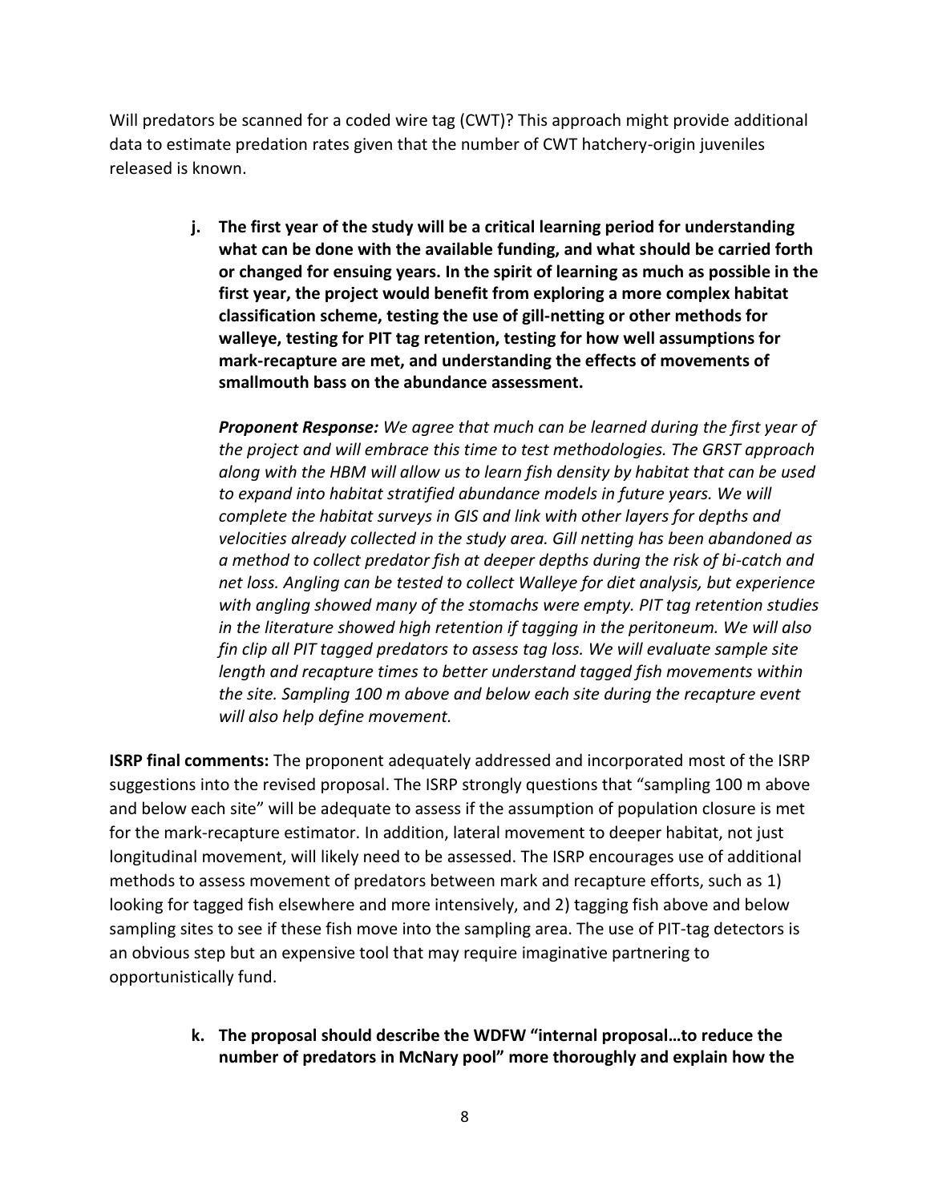Will predators be scanned for a coded wire tag (CWT)? This approach might provide additional data to estimate predation rates given that the number of CWT hatchery-origin juveniles released is known.

> **j. The first year of the study will be a critical learning period for understanding what can be done with the available funding, and what should be carried forth or changed for ensuing years. In the spirit of learning as much as possible in the first year, the project would benefit from exploring a more complex habitat classification scheme, testing the use of gill-netting or other methods for walleye, testing for PIT tag retention, testing for how well assumptions for mark-recapture are met, and understanding the effects of movements of smallmouth bass on the abundance assessment.**
>
> ***Proponent Response:*** *We agree that much can be learned during the first year of the project and will embrace this time to test methodologies. The GRST approach along with the HBM will allow us to learn fish density by habitat that can be used to expand into habitat stratified abundance models in future years. We will complete the habitat surveys in GIS and link with other layers for depths and velocities already collected in the study area. Gill netting has been abandoned as a method to collect predator fish at deeper depths during the risk of bi-catch and net loss. Angling can be tested to collect Walleye for diet analysis, but experience with angling showed many of the stomachs were empty. PIT tag retention studies in the literature showed high retention if tagging in the peritoneum. We will also fin clip all PIT tagged predators to assess tag loss. We will evaluate sample site length and recapture times to better understand tagged fish movements within the site. Sampling 100 m above and below each site during the recapture event will also help define movement.*

**ISRP final comments:** The proponent adequately addressed and incorporated most of the ISRP suggestions into the revised proposal. The ISRP strongly questions that "sampling 100 m above and below each site" will be adequate to assess if the assumption of population closure is met for the mark-recapture estimator. In addition, lateral movement to deeper habitat, not just longitudinal movement, will likely need to be assessed. The ISRP encourages use of additional methods to assess movement of predators between mark and recapture efforts, such as 1) looking for tagged fish elsewhere and more intensively, and 2) tagging fish above and below sampling sites to see if these fish move into the sampling area. The use of PIT-tag detectors is an obvious step but an expensive tool that may require imaginative partnering to opportunistically fund.

> **k. The proposal should describe the WDFW "internal proposal…to reduce the number of predators in McNary pool" more thoroughly and explain how the**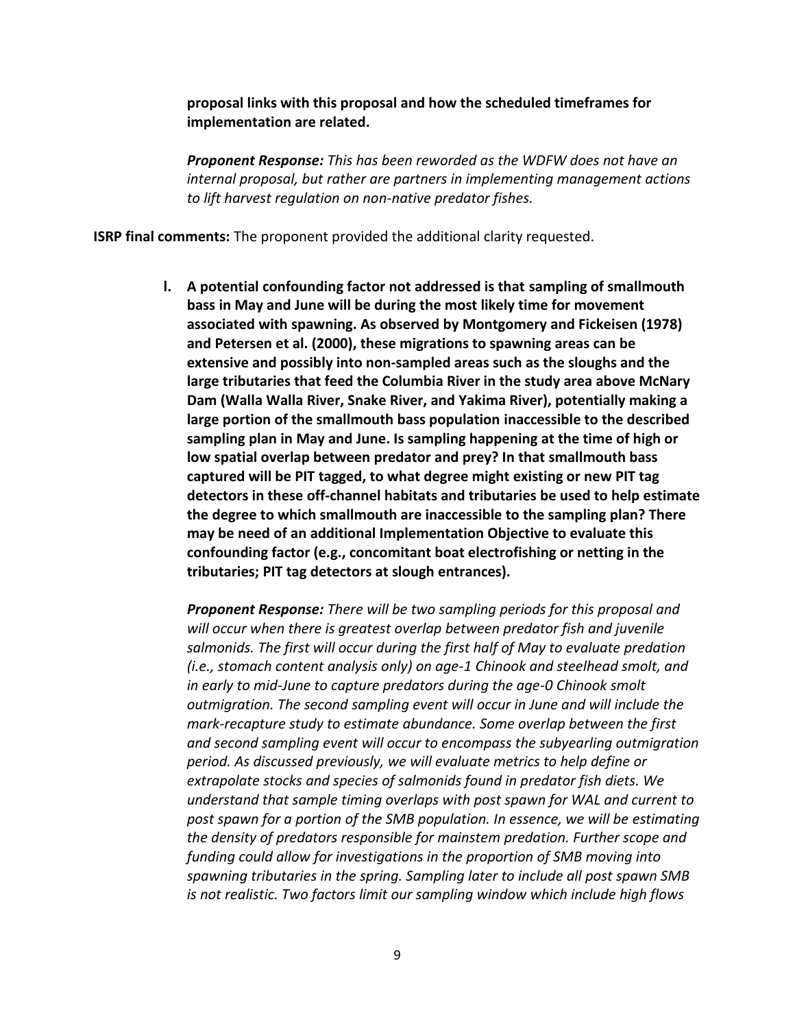**proposal links with this proposal and how the scheduled timeframes for implementation are related.**

***Proponent Response:*** *This has been reworded as the WDFW does not have an internal proposal, but rather are partners in implementing management actions to lift harvest regulation on non-native predator fishes.*

**ISRP final comments:** The proponent provided the additional clarity requested.

l. **A potential confounding factor not addressed is that sampling of smallmouth bass in May and June will be during the most likely time for movement associated with spawning. As observed by Montgomery and Fickeisen (1978) and Petersen et al. (2000), these migrations to spawning areas can be extensive and possibly into non-sampled areas such as the sloughs and the large tributaries that feed the Columbia River in the study area above McNary Dam (Walla Walla River, Snake River, and Yakima River), potentially making a large portion of the smallmouth bass population inaccessible to the described sampling plan in May and June. Is sampling happening at the time of high or low spatial overlap between predator and prey? In that smallmouth bass captured will be PIT tagged, to what degree might existing or new PIT tag detectors in these off-channel habitats and tributaries be used to help estimate the degree to which smallmouth are inaccessible to the sampling plan? There may be need of an additional Implementation Objective to evaluate this confounding factor (e.g., concomitant boat electrofishing or netting in the tributaries; PIT tag detectors at slough entrances).**

   ***Proponent Response:*** *There will be two sampling periods for this proposal and will occur when there is greatest overlap between predator fish and juvenile salmonids. The first will occur during the first half of May to evaluate predation (i.e., stomach content analysis only) on age-1 Chinook and steelhead smolt, and in early to mid-June to capture predators during the age-0 Chinook smolt outmigration. The second sampling event will occur in June and will include the mark-recapture study to estimate abundance. Some overlap between the first and second sampling event will occur to encompass the subyearling outmigration period. As discussed previously, we will evaluate metrics to help define or extrapolate stocks and species of salmonids found in predator fish diets. We understand that sample timing overlaps with post spawn for WAL and current to post spawn for a portion of the SMB population. In essence, we will be estimating the density of predators responsible for mainstem predation. Further scope and funding could allow for investigations in the proportion of SMB moving into spawning tributaries in the spring. Sampling later to include all post spawn SMB is not realistic. Two factors limit our sampling window which include high flows*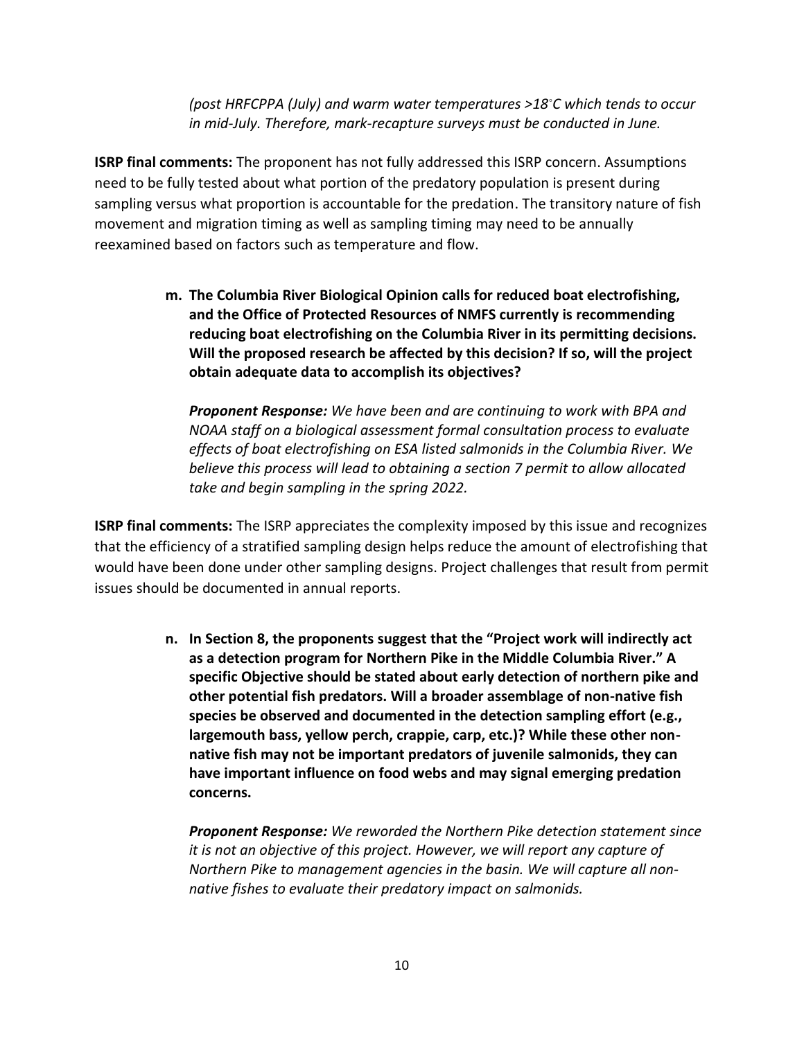*(post HRFCPPA (July) and warm water temperatures >18°C which tends to occur in mid-July. Therefore, mark-recapture surveys must be conducted in June.*

**ISRP final comments:** The proponent has not fully addressed this ISRP concern. Assumptions need to be fully tested about what portion of the predatory population is present during sampling versus what proportion is accountable for the predation. The transitory nature of fish movement and migration timing as well as sampling timing may need to be annually reexamined based on factors such as temperature and flow.

**m. The Columbia River Biological Opinion calls for reduced boat electrofishing, and the Office of Protected Resources of NMFS currently is recommending reducing boat electrofishing on the Columbia River in its permitting decisions. Will the proposed research be affected by this decision? If so, will the project obtain adequate data to accomplish its objectives?**

***Proponent Response:*** *We have been and are continuing to work with BPA and NOAA staff on a biological assessment formal consultation process to evaluate effects of boat electrofishing on ESA listed salmonids in the Columbia River. We believe this process will lead to obtaining a section 7 permit to allow allocated take and begin sampling in the spring 2022.*

**ISRP final comments:** The ISRP appreciates the complexity imposed by this issue and recognizes that the efficiency of a stratified sampling design helps reduce the amount of electrofishing that would have been done under other sampling designs. Project challenges that result from permit issues should be documented in annual reports.

**n. In Section 8, the proponents suggest that the "Project work will indirectly act as a detection program for Northern Pike in the Middle Columbia River." A specific Objective should be stated about early detection of northern pike and other potential fish predators. Will a broader assemblage of non-native fish species be observed and documented in the detection sampling effort (e.g., largemouth bass, yellow perch, crappie, carp, etc.)? While these other non-native fish may not be important predators of juvenile salmonids, they can have important influence on food webs and may signal emerging predation concerns.**

***Proponent Response:*** *We reworded the Northern Pike detection statement since it is not an objective of this project. However, we will report any capture of Northern Pike to management agencies in the basin. We will capture all non-native fishes to evaluate their predatory impact on salmonids.*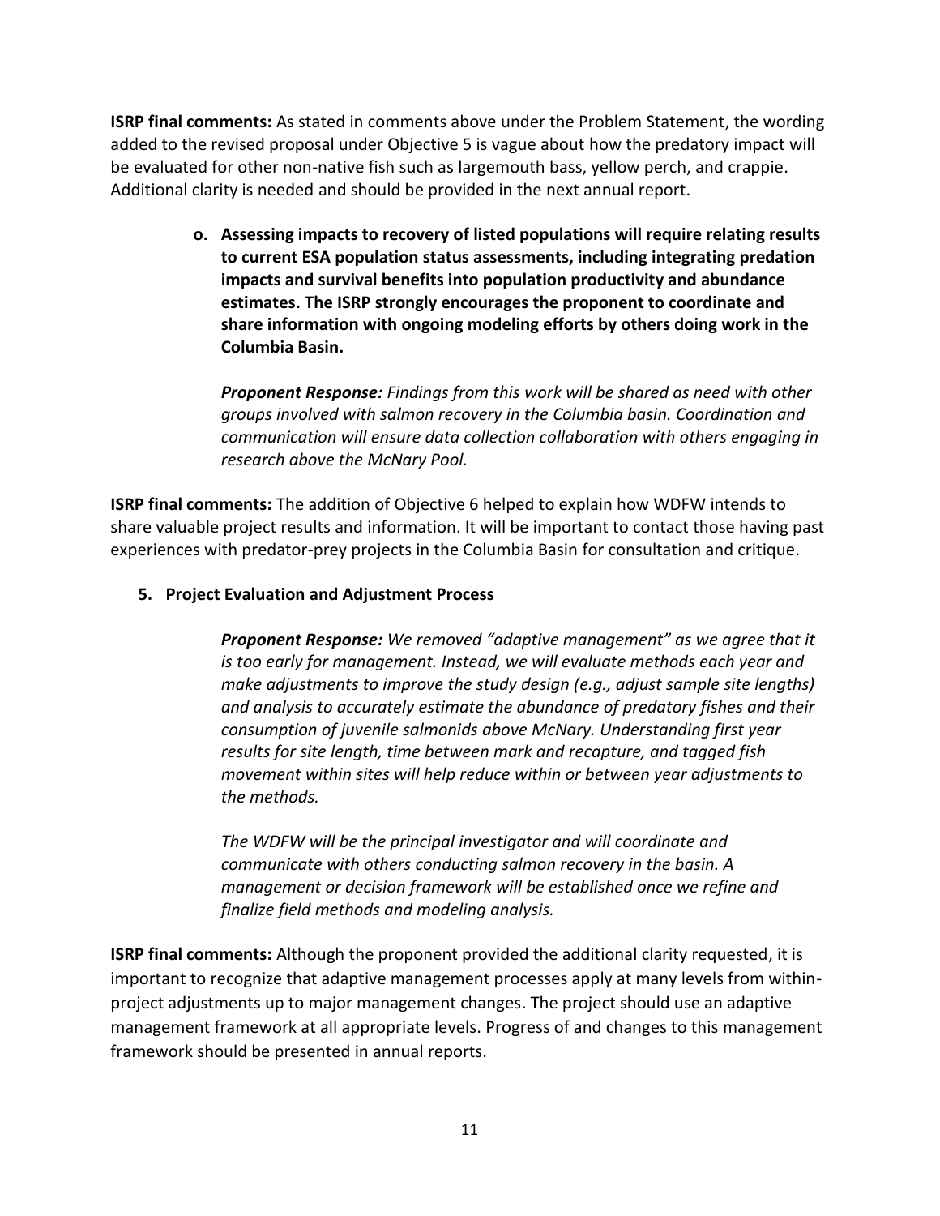**ISRP final comments:** As stated in comments above under the Problem Statement, the wording added to the revised proposal under Objective 5 is vague about how the predatory impact will be evaluated for other non-native fish such as largemouth bass, yellow perch, and crappie. Additional clarity is needed and should be provided in the next annual report.

o. **Assessing impacts to recovery of listed populations will require relating results to current ESA population status assessments, including integrating predation impacts and survival benefits into population productivity and abundance estimates. The ISRP strongly encourages the proponent to coordinate and share information with ongoing modeling efforts by others doing work in the Columbia Basin.**

   ***Proponent Response:*** *Findings from this work will be shared as need with other groups involved with salmon recovery in the Columbia basin. Coordination and communication will ensure data collection collaboration with others engaging in research above the McNary Pool.*

**ISRP final comments:** The addition of Objective 6 helped to explain how WDFW intends to share valuable project results and information. It will be important to contact those having past experiences with predator-prey projects in the Columbia Basin for consultation and critique.

## 5. Project Evaluation and Adjustment Process

***Proponent Response:*** *We removed "adaptive management" as we agree that it is too early for management. Instead, we will evaluate methods each year and make adjustments to improve the study design (e.g., adjust sample site lengths) and analysis to accurately estimate the abundance of predatory fishes and their consumption of juvenile salmonids above McNary. Understanding first year results for site length, time between mark and recapture, and tagged fish movement within sites will help reduce within or between year adjustments to the methods.*

*The WDFW will be the principal investigator and will coordinate and communicate with others conducting salmon recovery in the basin. A management or decision framework will be established once we refine and finalize field methods and modeling analysis.*

**ISRP final comments:** Although the proponent provided the additional clarity requested, it is important to recognize that adaptive management processes apply at many levels from within-project adjustments up to major management changes. The project should use an adaptive management framework at all appropriate levels. Progress of and changes to this management framework should be presented in annual reports.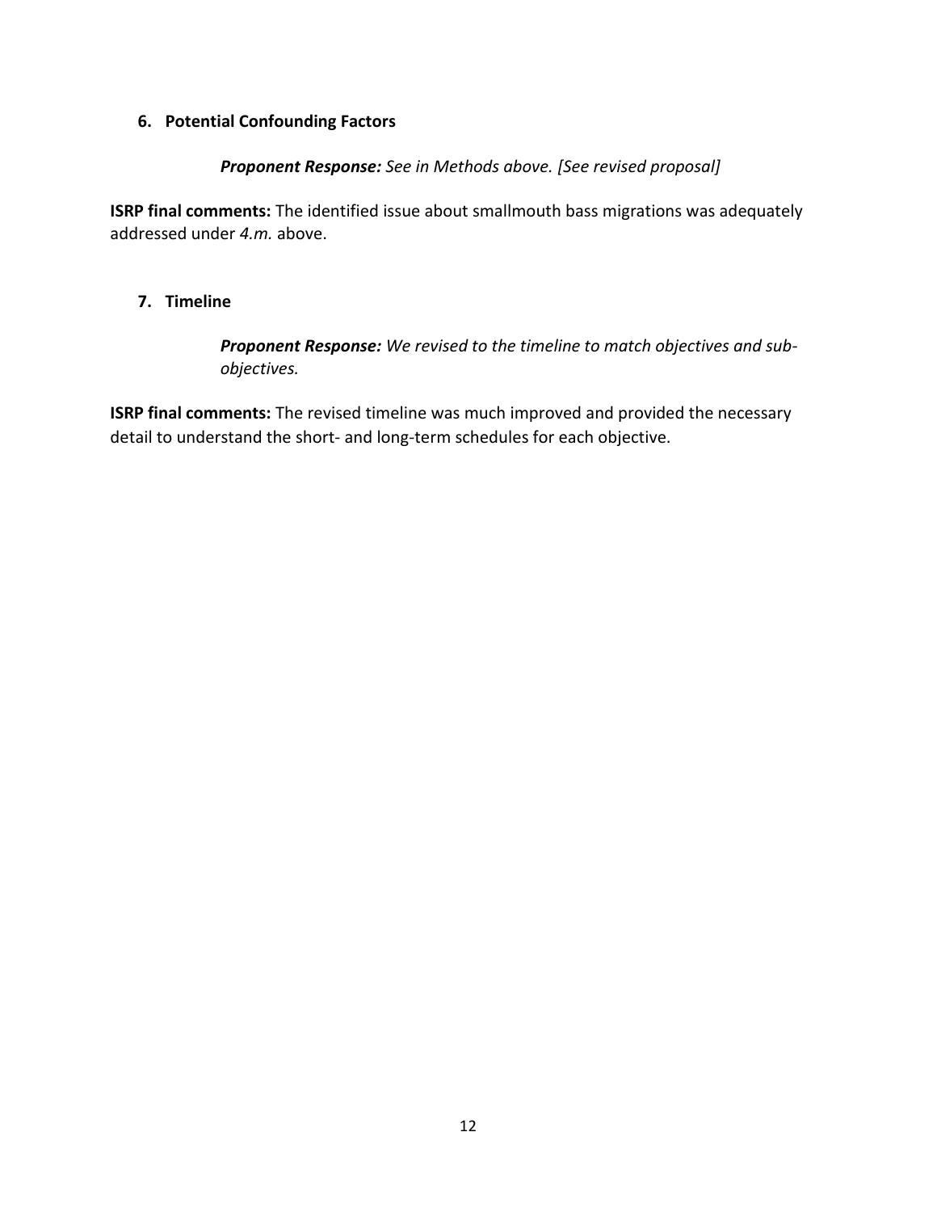6. **Potential Confounding Factors**

*__Proponent Response:__ See in Methods above. [See revised proposal]*

**ISRP final comments:** The identified issue about smallmouth bass migrations was adequately addressed under *4.m.* above.

7. **Timeline**

*__Proponent Response:__ We revised to the timeline to match objectives and sub-objectives.*

**ISRP final comments:** The revised timeline was much improved and provided the necessary detail to understand the short- and long-term schedules for each objective.